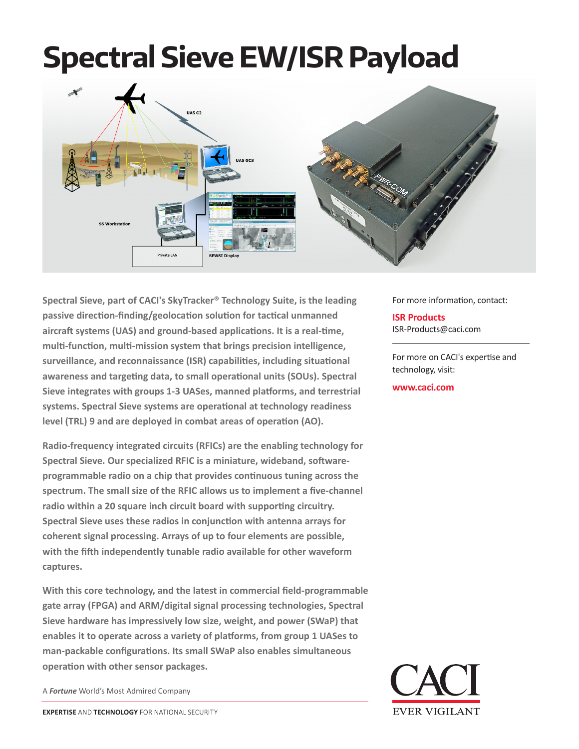# Spectral Sieve EW/ISR Payload

**Spectral Sieve, part of CACI's SkyTracker® Technology Suite, is the leading passive direction-finding/geolocation solution for tactical unmanned aircraft systems (UAS) and ground-based applications. It is a real-time, multi-function, multi-mission system that brings precision intelligence, surveillance, and reconnaissance (ISR) capabilities, including situational awareness and targeting data, to small operational units (SOUs). Spectral Sieve integrates with groups 1-3 UASes, manned platforms, and terrestrial systems. Spectral Sieve systems are operational at technology readiness level (TRL) 9 and are deployed in combat areas of operation (AO).**

**Radio-frequency integrated circuits (RFICs) are the enabling technology for Spectral Sieve. Our specialized RFIC is a miniature, wideband, software-programmable radio on a chip that provides continuous tuning across the spectrum. The small size of the RFIC allows us to implement a five-channel radio within a 20 square inch circuit board with supporting circuitry. Spectral Sieve uses these radios in conjunction with antenna arrays for coherent signal processing. Arrays of up to four elements are possible, with the fifth independently tunable radio available for other waveform captures.**

**With this core technology, and the latest in commercial field-programmable gate array (FPGA) and ARM/digital signal processing technologies, Spectral Sieve hardware has impressively low size, weight, and power (SWaP) that enables it to operate across a variety of platforms, from group 1 UASes to man-packable configurations. Its small SWaP also enables simultaneous operation with other sensor packages.**

A ***Fortune*** World's Most Admired Company

**EXPERTISE** AND **TECHNOLOGY** FOR NATIONAL SECURITY

For more information, contact:

**ISR Products**
ISR-Products@caci.com

For more on CACI's expertise and technology, visit:

**www.caci.com**

CACI
EVER VIGILANT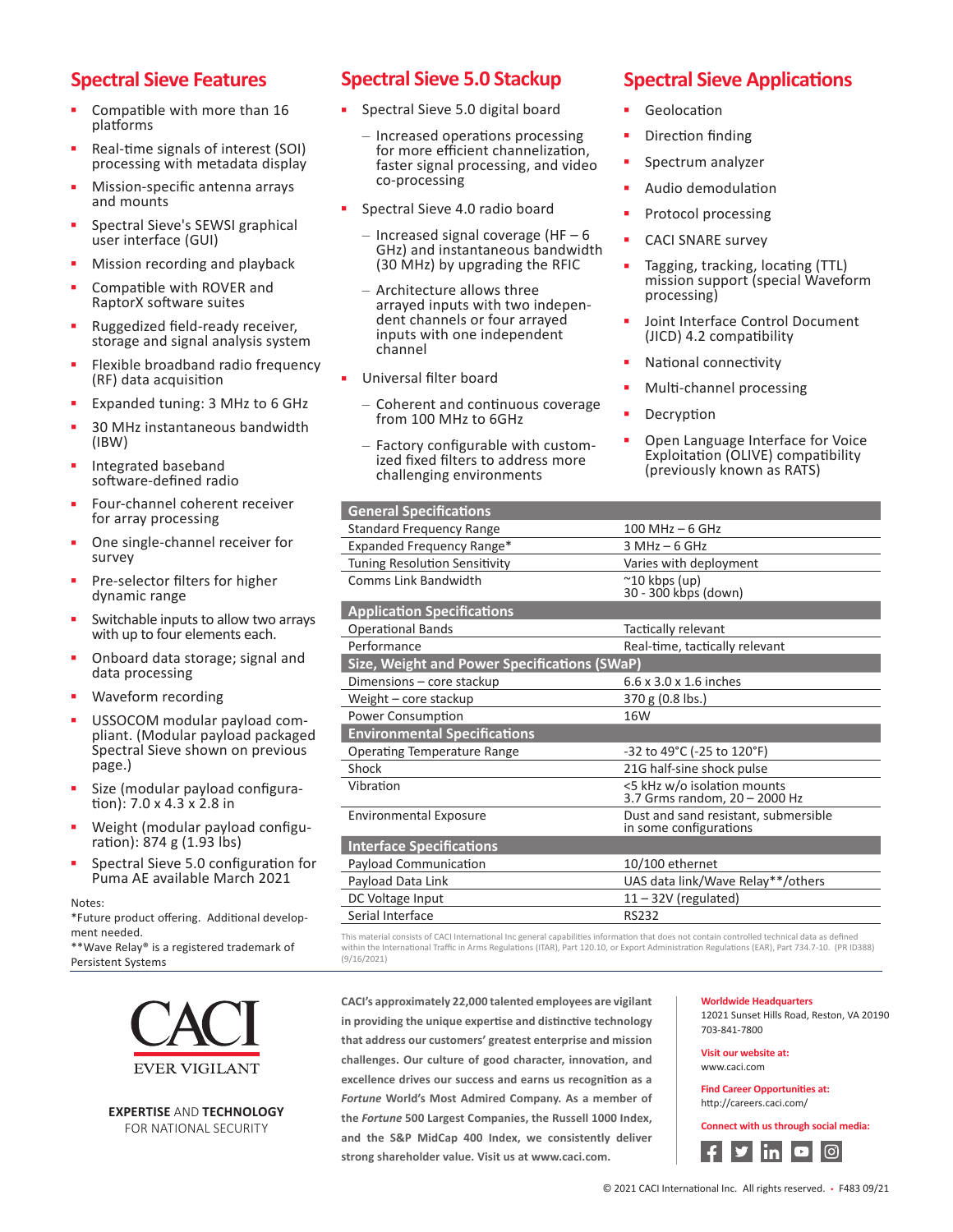## Spectral Sieve Features

- Compatible with more than 16 platforms
- Real-time signals of interest (SOI) processing with metadata display
- Mission-specific antenna arrays and mounts
- Spectral Sieve's SEWSI graphical user interface (GUI)
- Mission recording and playback
- Compatible with ROVER and RaptorX software suites
- Ruggedized field-ready receiver, storage and signal analysis system
- Flexible broadband radio frequency (RF) data acquisition
- Expanded tuning: 3 MHz to 6 GHz
- 30 MHz instantaneous bandwidth (IBW)
- Integrated baseband software-defined radio
- Four-channel coherent receiver for array processing
- One single-channel receiver for survey
- Pre-selector filters for higher dynamic range
- Switchable inputs to allow two arrays with up to four elements each.
- Onboard data storage; signal and data processing
- Waveform recording
- USSOCOM modular payload compliant. (Modular payload packaged Spectral Sieve shown on previous page.)
- Size (modular payload configuration): 7.0 x 4.3 x 2.8 in
- Weight (modular payload configuration): 874 g (1.93 lbs)
- Spectral Sieve 5.0 configuration for Puma AE available March 2021

Notes:
*Future product offering. Additional development needed.
**Wave Relay® is a registered trademark of Persistent Systems

## Spectral Sieve 5.0 Stackup

- Spectral Sieve 5.0 digital board
  - Increased operations processing for more efficient channelization, faster signal processing, and video co-processing
- Spectral Sieve 4.0 radio board
  - Increased signal coverage (HF – 6 GHz) and instantaneous bandwidth (30 MHz) by upgrading the RFIC
  - Architecture allows three arrayed inputs with two independent channels or four arrayed inputs with one independent channel
- Universal filter board
  - Coherent and continuous coverage from 100 MHz to 6GHz
  - Factory configurable with customized fixed filters to address more challenging environments

## Spectral Sieve Applications

- Geolocation
- Direction finding
- Spectrum analyzer
- Audio demodulation
- Protocol processing
- CACI SNARE survey
- Tagging, tracking, locating (TTL) mission support (special Waveform processing)
- Joint Interface Control Document (JICD) 4.2 compatibility
- National connectivity
- Multi-channel processing
- Decryption
- Open Language Interface for Voice Exploitation (OLIVE) compatibility (previously known as RATS)

| | |
|---|---|
| **General Specifications** | |
| Standard Frequency Range | 100 MHz – 6 GHz |
| Expanded Frequency Range* | 3 MHz – 6 GHz |
| Tuning Resolution Sensitivity | Varies with deployment |
| Comms Link Bandwidth | ~10 kbps (up)<br>30 - 300 kbps (down) |
| **Application Specifications** | |
| Operational Bands | Tactically relevant |
| Performance | Real-time, tactically relevant |
| **Size, Weight and Power Specifications (SWaP)** | |
| Dimensions – core stackup | 6.6 x 3.0 x 1.6 inches |
| Weight – core stackup | 370 g (0.8 lbs.) |
| Power Consumption | 16W |
| **Environmental Specifications** | |
| Operating Temperature Range | -32 to 49°C (-25 to 120°F) |
| Shock | 21G half-sine shock pulse |
| Vibration | <5 kHz w/o isolation mounts<br>3.7 Grms random, 20 – 2000 Hz |
| Environmental Exposure | Dust and sand resistant, submersible in some configurations |
| **Interface Specifications** | |
| Payload Communication | 10/100 ethernet |
| Payload Data Link | UAS data link/Wave Relay**/others |
| DC Voltage Input | 11 – 32V (regulated) |
| Serial Interface | RS232 |

This material consists of CACI International Inc general capabilities information that does not contain controlled technical data as defined within the International Traffic in Arms Regulations (ITAR), Part 120.10, or Export Administration Regulations (EAR), Part 734.7-10. (PR ID388) (9/16/2021)

CACI
EVER VIGILANT

**EXPERTISE** AND **TECHNOLOGY**
FOR NATIONAL SECURITY

**CACI's approximately 22,000 talented employees are vigilant in providing the unique expertise and distinctive technology that address our customers' greatest enterprise and mission challenges. Our culture of good character, innovation, and excellence drives our success and earns us recognition as a *Fortune* World's Most Admired Company. As a member of the *Fortune* 500 Largest Companies, the Russell 1000 Index, and the S&P MidCap 400 Index, we consistently deliver strong shareholder value. Visit us at www.caci.com.**

**Worldwide Headquarters**
12021 Sunset Hills Road, Reston, VA 20190
703-841-7800

**Visit our website at:**
www.caci.com

**Find Career Opportunities at:**
http://careers.caci.com/

**Connect with us through social media:**

© 2021 CACI International Inc. All rights reserved. • F483 09/21